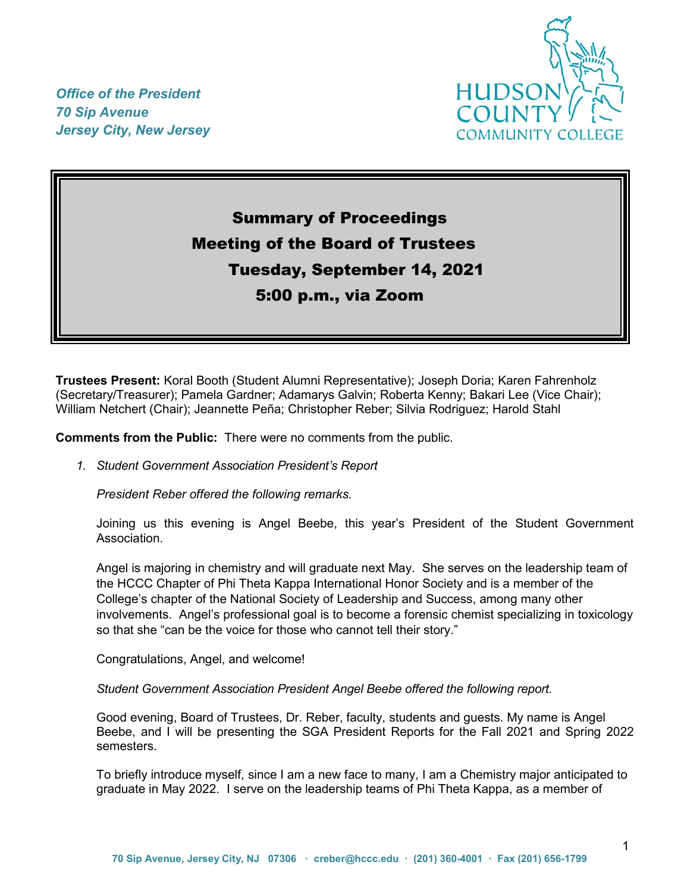*Office of the President*
*70 Sip Avenue*
*Jersey City, New Jersey*

HUDSON COUNTY COMMUNITY COLLEGE

# Summary of Proceedings
# Meeting of the Board of Trustees
# Tuesday, September 14, 2021
# 5:00 p.m., via Zoom

**Trustees Present:** Koral Booth (Student Alumni Representative); Joseph Doria; Karen Fahrenholz (Secretary/Treasurer); Pamela Gardner; Adamarys Galvin; Roberta Kenny; Bakari Lee (Vice Chair); William Netchert (Chair); Jeannette Peña; Christopher Reber; Silvia Rodriguez; Harold Stahl

**Comments from the Public:** There were no comments from the public.

1. *Student Government Association President's Report*

   *President Reber offered the following remarks.*

   Joining us this evening is Angel Beebe, this year's President of the Student Government Association.

   Angel is majoring in chemistry and will graduate next May. She serves on the leadership team of the HCCC Chapter of Phi Theta Kappa International Honor Society and is a member of the College's chapter of the National Society of Leadership and Success, among many other involvements. Angel's professional goal is to become a forensic chemist specializing in toxicology so that she "can be the voice for those who cannot tell their story."

   Congratulations, Angel, and welcome!

   *Student Government Association President Angel Beebe offered the following report.*

   Good evening, Board of Trustees, Dr. Reber, faculty, students and guests. My name is Angel Beebe, and I will be presenting the SGA President Reports for the Fall 2021 and Spring 2022 semesters.

   To briefly introduce myself, since I am a new face to many, I am a Chemistry major anticipated to graduate in May 2022. I serve on the leadership teams of Phi Theta Kappa, as a member of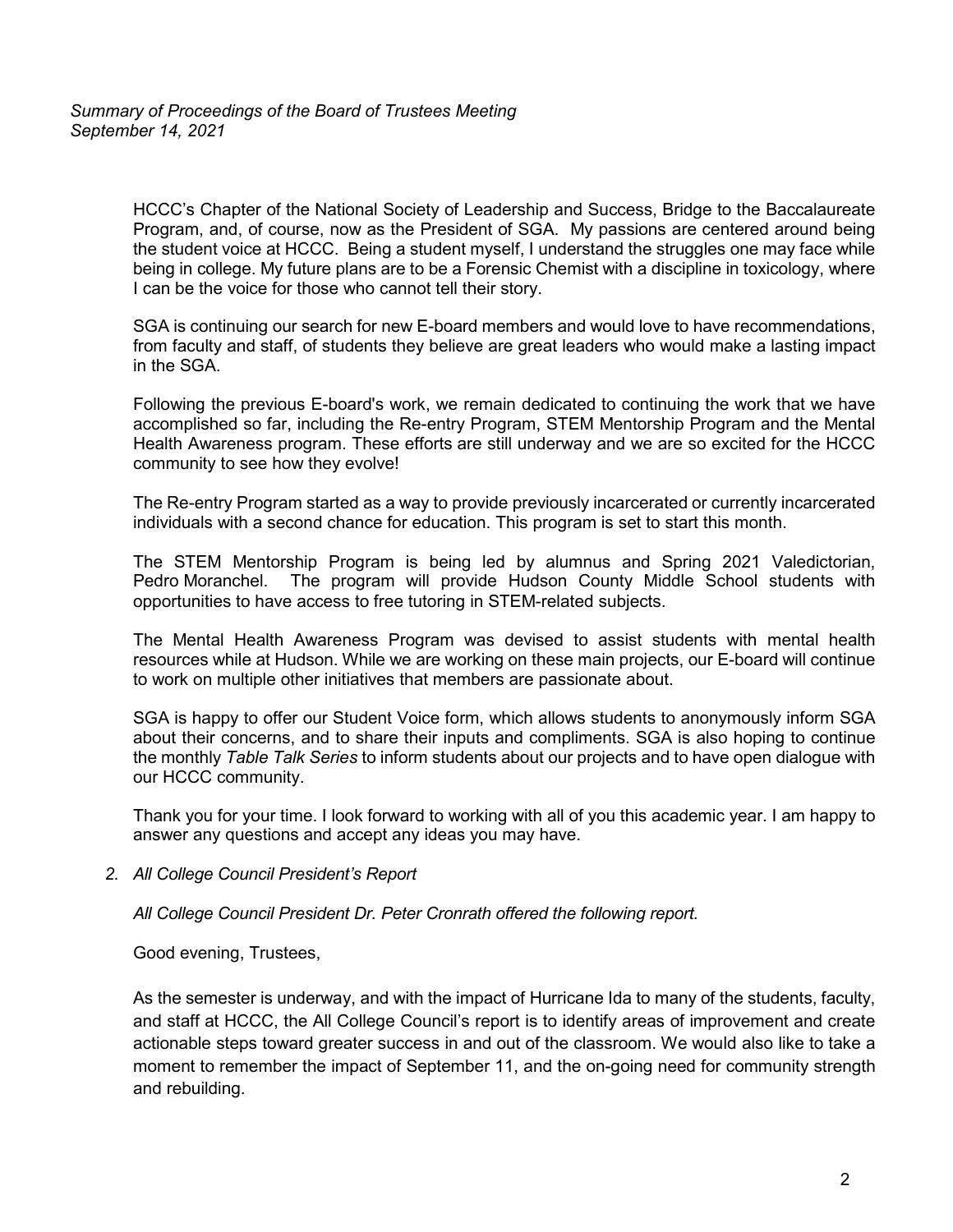HCCC's Chapter of the National Society of Leadership and Success, Bridge to the Baccalaureate Program, and, of course, now as the President of SGA. My passions are centered around being the student voice at HCCC. Being a student myself, I understand the struggles one may face while being in college. My future plans are to be a Forensic Chemist with a discipline in toxicology, where I can be the voice for those who cannot tell their story.

SGA is continuing our search for new E-board members and would love to have recommendations, from faculty and staff, of students they believe are great leaders who would make a lasting impact in the SGA.

Following the previous E-board's work, we remain dedicated to continuing the work that we have accomplished so far, including the Re-entry Program, STEM Mentorship Program and the Mental Health Awareness program. These efforts are still underway and we are so excited for the HCCC community to see how they evolve!

The Re-entry Program started as a way to provide previously incarcerated or currently incarcerated individuals with a second chance for education. This program is set to start this month.

The STEM Mentorship Program is being led by alumnus and Spring 2021 Valedictorian, Pedro Moranchel. The program will provide Hudson County Middle School students with opportunities to have access to free tutoring in STEM-related subjects.

The Mental Health Awareness Program was devised to assist students with mental health resources while at Hudson. While we are working on these main projects, our E-board will continue to work on multiple other initiatives that members are passionate about.

SGA is happy to offer our Student Voice form, which allows students to anonymously inform SGA about their concerns, and to share their inputs and compliments. SGA is also hoping to continue the monthly *Table Talk Series* to inform students about our projects and to have open dialogue with our HCCC community.

Thank you for your time. I look forward to working with all of you this academic year. I am happy to answer any questions and accept any ideas you may have.

2. *All College Council President's Report*

*All College Council President Dr. Peter Cronrath offered the following report.*

Good evening, Trustees,

As the semester is underway, and with the impact of Hurricane Ida to many of the students, faculty, and staff at HCCC, the All College Council's report is to identify areas of improvement and create actionable steps toward greater success in and out of the classroom. We would also like to take a moment to remember the impact of September 11, and the on-going need for community strength and rebuilding.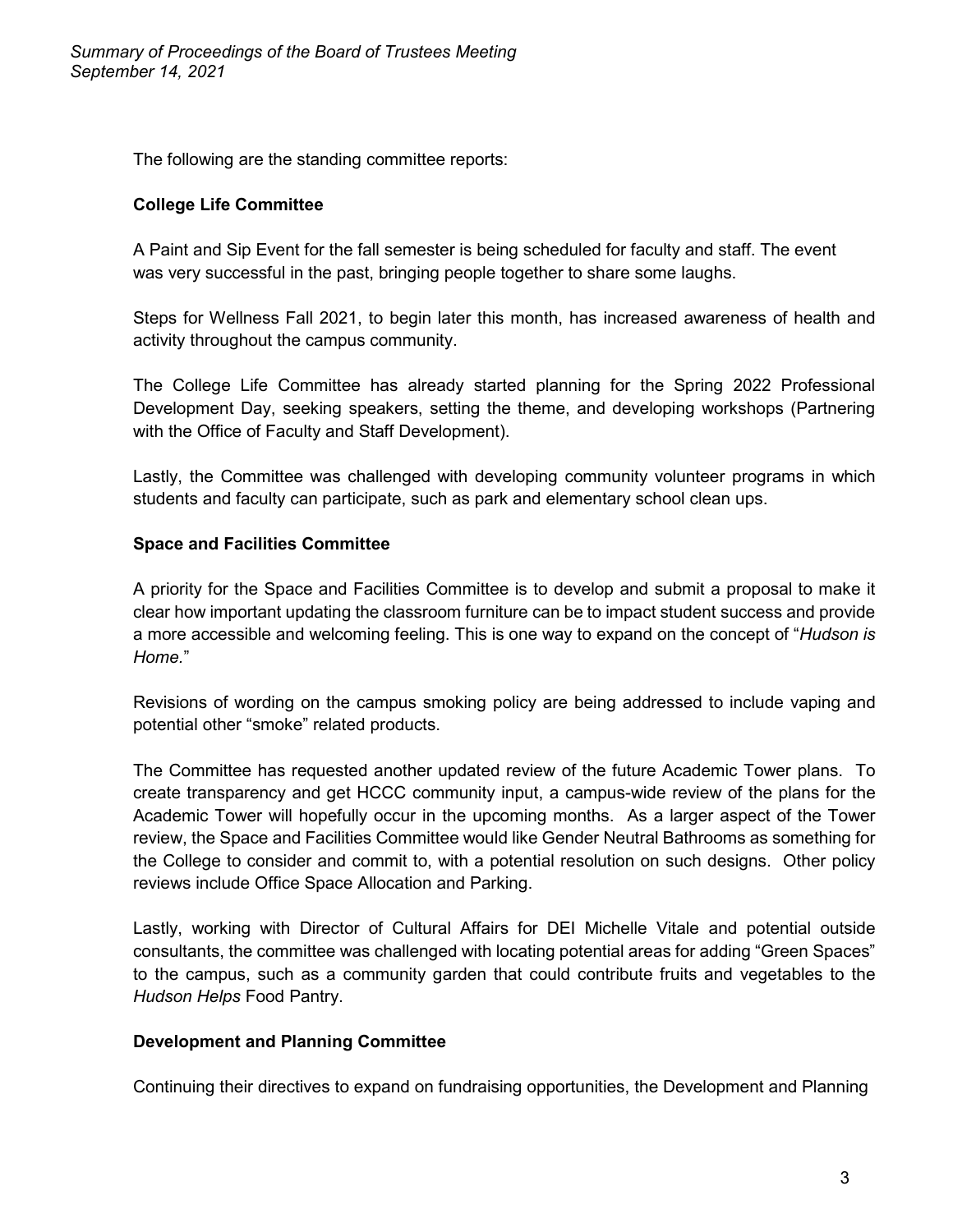The following are the standing committee reports:

**College Life Committee**

A Paint and Sip Event for the fall semester is being scheduled for faculty and staff. The event was very successful in the past, bringing people together to share some laughs.

Steps for Wellness Fall 2021, to begin later this month, has increased awareness of health and activity throughout the campus community.

The College Life Committee has already started planning for the Spring 2022 Professional Development Day, seeking speakers, setting the theme, and developing workshops (Partnering with the Office of Faculty and Staff Development).

Lastly, the Committee was challenged with developing community volunteer programs in which students and faculty can participate, such as park and elementary school clean ups.

**Space and Facilities Committee**

A priority for the Space and Facilities Committee is to develop and submit a proposal to make it clear how important updating the classroom furniture can be to impact student success and provide a more accessible and welcoming feeling. This is one way to expand on the concept of "*Hudson is Home.*"

Revisions of wording on the campus smoking policy are being addressed to include vaping and potential other "smoke" related products.

The Committee has requested another updated review of the future Academic Tower plans. To create transparency and get HCCC community input, a campus-wide review of the plans for the Academic Tower will hopefully occur in the upcoming months. As a larger aspect of the Tower review, the Space and Facilities Committee would like Gender Neutral Bathrooms as something for the College to consider and commit to, with a potential resolution on such designs. Other policy reviews include Office Space Allocation and Parking.

Lastly, working with Director of Cultural Affairs for DEI Michelle Vitale and potential outside consultants, the committee was challenged with locating potential areas for adding "Green Spaces" to the campus, such as a community garden that could contribute fruits and vegetables to the *Hudson Helps* Food Pantry.

**Development and Planning Committee**

Continuing their directives to expand on fundraising opportunities, the Development and Planning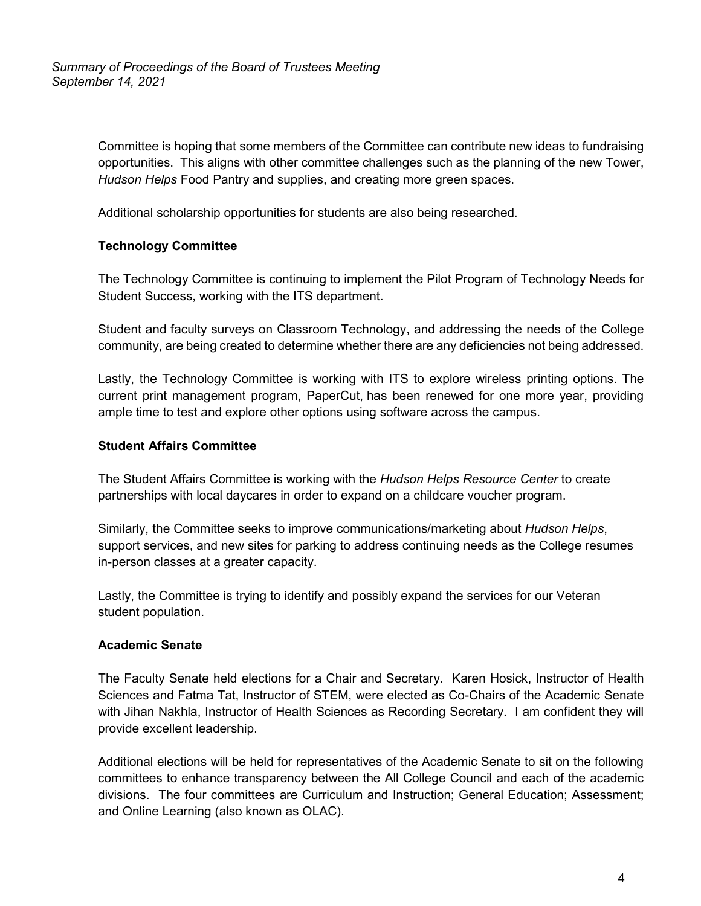Committee is hoping that some members of the Committee can contribute new ideas to fundraising opportunities. This aligns with other committee challenges such as the planning of the new Tower, *Hudson Helps* Food Pantry and supplies, and creating more green spaces.

Additional scholarship opportunities for students are also being researched.

**Technology Committee**

The Technology Committee is continuing to implement the Pilot Program of Technology Needs for Student Success, working with the ITS department.

Student and faculty surveys on Classroom Technology, and addressing the needs of the College community, are being created to determine whether there are any deficiencies not being addressed.

Lastly, the Technology Committee is working with ITS to explore wireless printing options. The current print management program, PaperCut, has been renewed for one more year, providing ample time to test and explore other options using software across the campus.

**Student Affairs Committee**

The Student Affairs Committee is working with the *Hudson Helps Resource Center* to create partnerships with local daycares in order to expand on a childcare voucher program.

Similarly, the Committee seeks to improve communications/marketing about *Hudson Helps*, support services, and new sites for parking to address continuing needs as the College resumes in-person classes at a greater capacity.

Lastly, the Committee is trying to identify and possibly expand the services for our Veteran student population.

**Academic Senate**

The Faculty Senate held elections for a Chair and Secretary. Karen Hosick, Instructor of Health Sciences and Fatma Tat, Instructor of STEM, were elected as Co-Chairs of the Academic Senate with Jihan Nakhla, Instructor of Health Sciences as Recording Secretary. I am confident they will provide excellent leadership.

Additional elections will be held for representatives of the Academic Senate to sit on the following committees to enhance transparency between the All College Council and each of the academic divisions. The four committees are Curriculum and Instruction; General Education; Assessment; and Online Learning (also known as OLAC).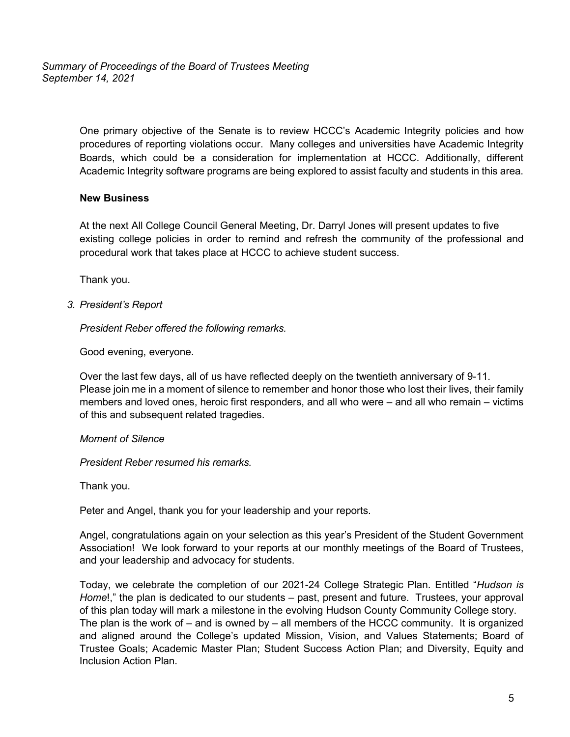One primary objective of the Senate is to review HCCC's Academic Integrity policies and how procedures of reporting violations occur. Many colleges and universities have Academic Integrity Boards, which could be a consideration for implementation at HCCC. Additionally, different Academic Integrity software programs are being explored to assist faculty and students in this area.

**New Business**

At the next All College Council General Meeting, Dr. Darryl Jones will present updates to five existing college policies in order to remind and refresh the community of the professional and procedural work that takes place at HCCC to achieve student success.

Thank you.

3. *President's Report*

*President Reber offered the following remarks.*

Good evening, everyone.

Over the last few days, all of us have reflected deeply on the twentieth anniversary of 9-11. Please join me in a moment of silence to remember and honor those who lost their lives, their family members and loved ones, heroic first responders, and all who were – and all who remain – victims of this and subsequent related tragedies.

*Moment of Silence*

*President Reber resumed his remarks.*

Thank you.

Peter and Angel, thank you for your leadership and your reports.

Angel, congratulations again on your selection as this year's President of the Student Government Association! We look forward to your reports at our monthly meetings of the Board of Trustees, and your leadership and advocacy for students.

Today, we celebrate the completion of our 2021-24 College Strategic Plan. Entitled "*Hudson is Home*!," the plan is dedicated to our students – past, present and future. Trustees, your approval of this plan today will mark a milestone in the evolving Hudson County Community College story. The plan is the work of – and is owned by – all members of the HCCC community. It is organized and aligned around the College's updated Mission, Vision, and Values Statements; Board of Trustee Goals; Academic Master Plan; Student Success Action Plan; and Diversity, Equity and Inclusion Action Plan.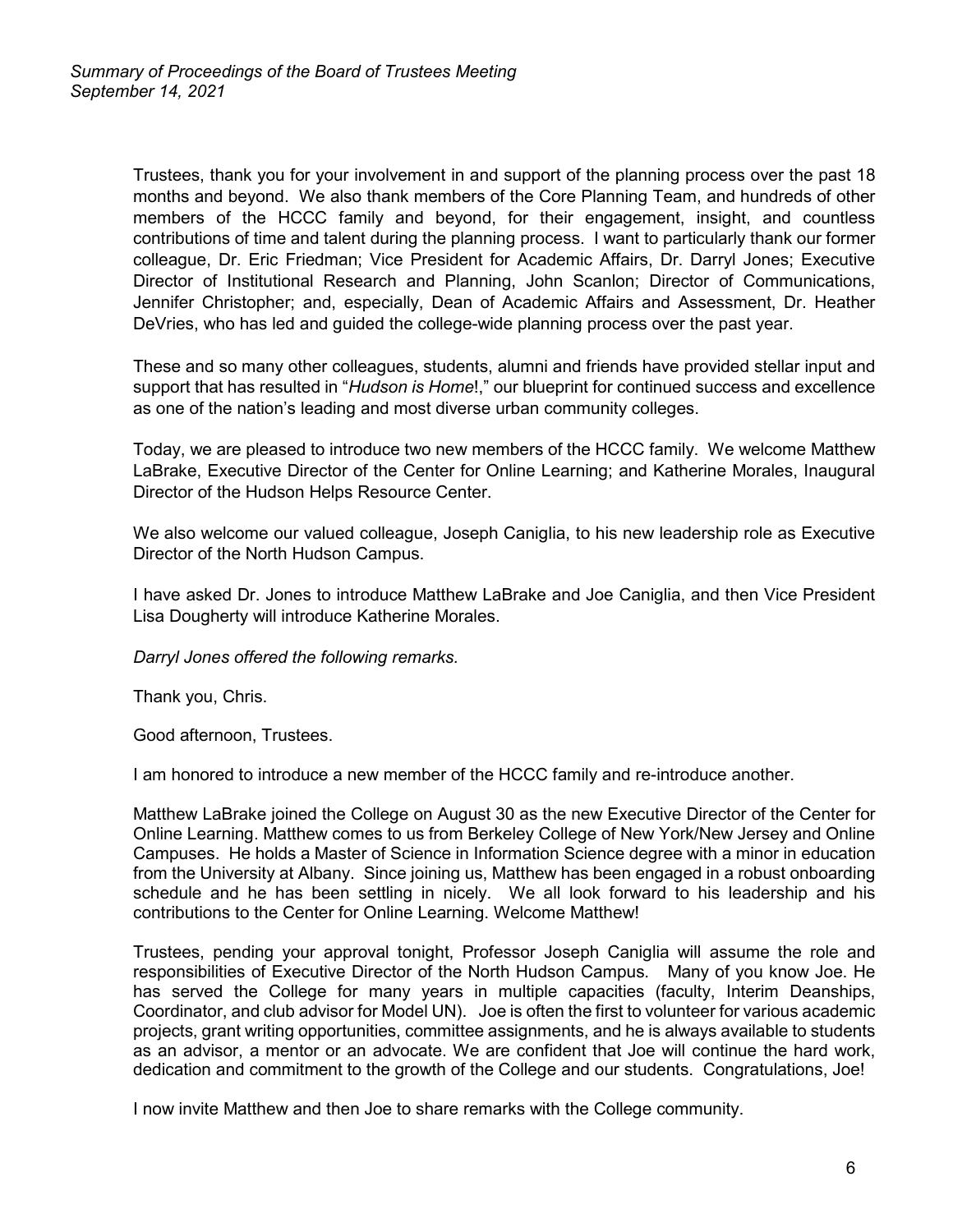Trustees, thank you for your involvement in and support of the planning process over the past 18 months and beyond. We also thank members of the Core Planning Team, and hundreds of other members of the HCCC family and beyond, for their engagement, insight, and countless contributions of time and talent during the planning process. I want to particularly thank our former colleague, Dr. Eric Friedman; Vice President for Academic Affairs, Dr. Darryl Jones; Executive Director of Institutional Research and Planning, John Scanlon; Director of Communications, Jennifer Christopher; and, especially, Dean of Academic Affairs and Assessment, Dr. Heather DeVries, who has led and guided the college-wide planning process over the past year.

These and so many other colleagues, students, alumni and friends have provided stellar input and support that has resulted in "*Hudson is Home*!," our blueprint for continued success and excellence as one of the nation's leading and most diverse urban community colleges.

Today, we are pleased to introduce two new members of the HCCC family. We welcome Matthew LaBrake, Executive Director of the Center for Online Learning; and Katherine Morales, Inaugural Director of the Hudson Helps Resource Center.

We also welcome our valued colleague, Joseph Caniglia, to his new leadership role as Executive Director of the North Hudson Campus.

I have asked Dr. Jones to introduce Matthew LaBrake and Joe Caniglia, and then Vice President Lisa Dougherty will introduce Katherine Morales.

*Darryl Jones offered the following remarks.*

Thank you, Chris.

Good afternoon, Trustees.

I am honored to introduce a new member of the HCCC family and re-introduce another.

Matthew LaBrake joined the College on August 30 as the new Executive Director of the Center for Online Learning. Matthew comes to us from Berkeley College of New York/New Jersey and Online Campuses. He holds a Master of Science in Information Science degree with a minor in education from the University at Albany. Since joining us, Matthew has been engaged in a robust onboarding schedule and he has been settling in nicely. We all look forward to his leadership and his contributions to the Center for Online Learning. Welcome Matthew!

Trustees, pending your approval tonight, Professor Joseph Caniglia will assume the role and responsibilities of Executive Director of the North Hudson Campus. Many of you know Joe. He has served the College for many years in multiple capacities (faculty, Interim Deanships, Coordinator, and club advisor for Model UN). Joe is often the first to volunteer for various academic projects, grant writing opportunities, committee assignments, and he is always available to students as an advisor, a mentor or an advocate. We are confident that Joe will continue the hard work, dedication and commitment to the growth of the College and our students. Congratulations, Joe!

I now invite Matthew and then Joe to share remarks with the College community.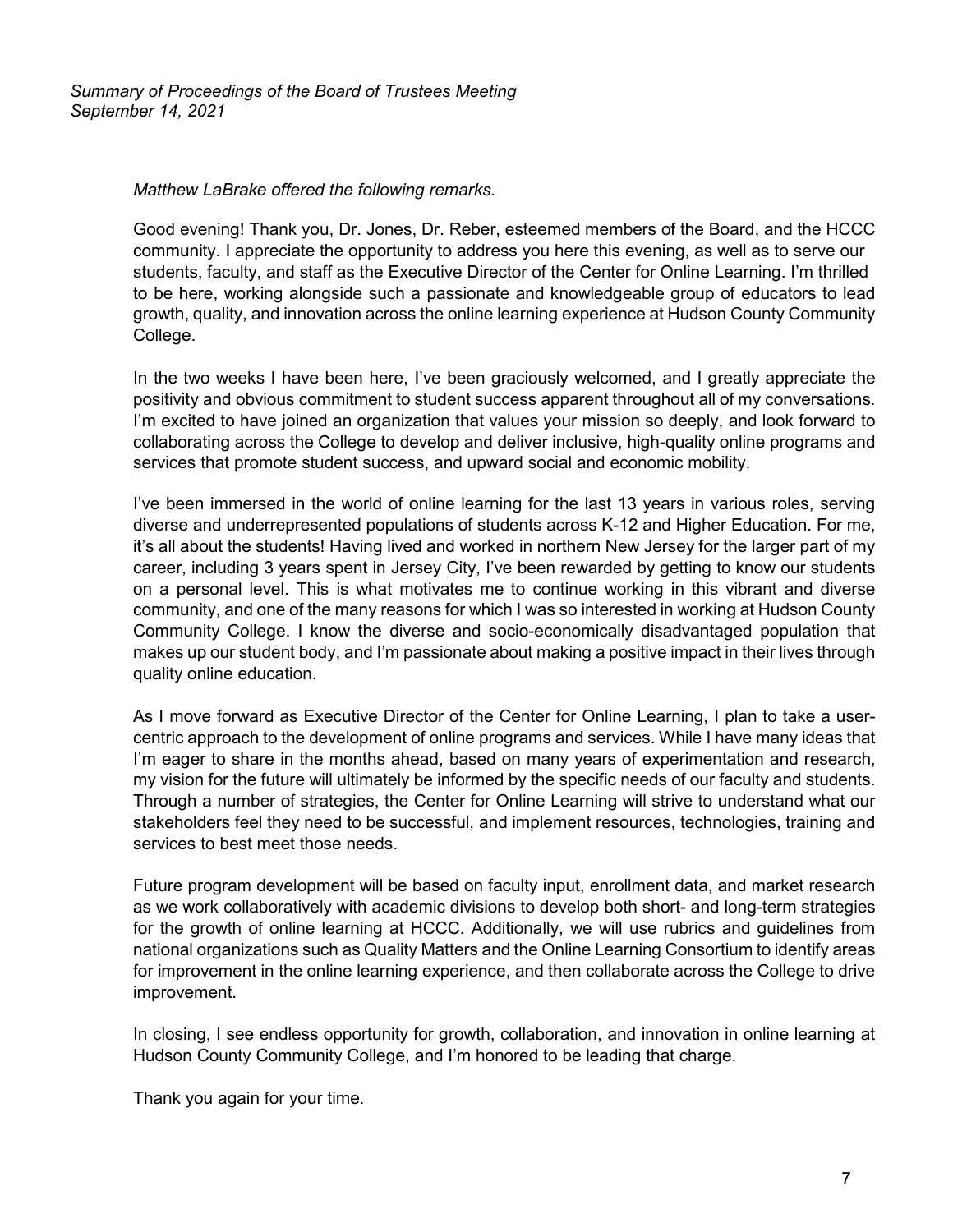*Matthew LaBrake offered the following remarks.*

Good evening! Thank you, Dr. Jones, Dr. Reber, esteemed members of the Board, and the HCCC community. I appreciate the opportunity to address you here this evening, as well as to serve our students, faculty, and staff as the Executive Director of the Center for Online Learning. I'm thrilled to be here, working alongside such a passionate and knowledgeable group of educators to lead growth, quality, and innovation across the online learning experience at Hudson County Community College.

In the two weeks I have been here, I've been graciously welcomed, and I greatly appreciate the positivity and obvious commitment to student success apparent throughout all of my conversations. I'm excited to have joined an organization that values your mission so deeply, and look forward to collaborating across the College to develop and deliver inclusive, high-quality online programs and services that promote student success, and upward social and economic mobility.

I've been immersed in the world of online learning for the last 13 years in various roles, serving diverse and underrepresented populations of students across K-12 and Higher Education. For me, it's all about the students! Having lived and worked in northern New Jersey for the larger part of my career, including 3 years spent in Jersey City, I've been rewarded by getting to know our students on a personal level. This is what motivates me to continue working in this vibrant and diverse community, and one of the many reasons for which I was so interested in working at Hudson County Community College. I know the diverse and socio-economically disadvantaged population that makes up our student body, and I'm passionate about making a positive impact in their lives through quality online education.

As I move forward as Executive Director of the Center for Online Learning, I plan to take a user-centric approach to the development of online programs and services. While I have many ideas that I'm eager to share in the months ahead, based on many years of experimentation and research, my vision for the future will ultimately be informed by the specific needs of our faculty and students. Through a number of strategies, the Center for Online Learning will strive to understand what our stakeholders feel they need to be successful, and implement resources, technologies, training and services to best meet those needs.

Future program development will be based on faculty input, enrollment data, and market research as we work collaboratively with academic divisions to develop both short- and long-term strategies for the growth of online learning at HCCC. Additionally, we will use rubrics and guidelines from national organizations such as Quality Matters and the Online Learning Consortium to identify areas for improvement in the online learning experience, and then collaborate across the College to drive improvement.

In closing, I see endless opportunity for growth, collaboration, and innovation in online learning at Hudson County Community College, and I'm honored to be leading that charge.

Thank you again for your time.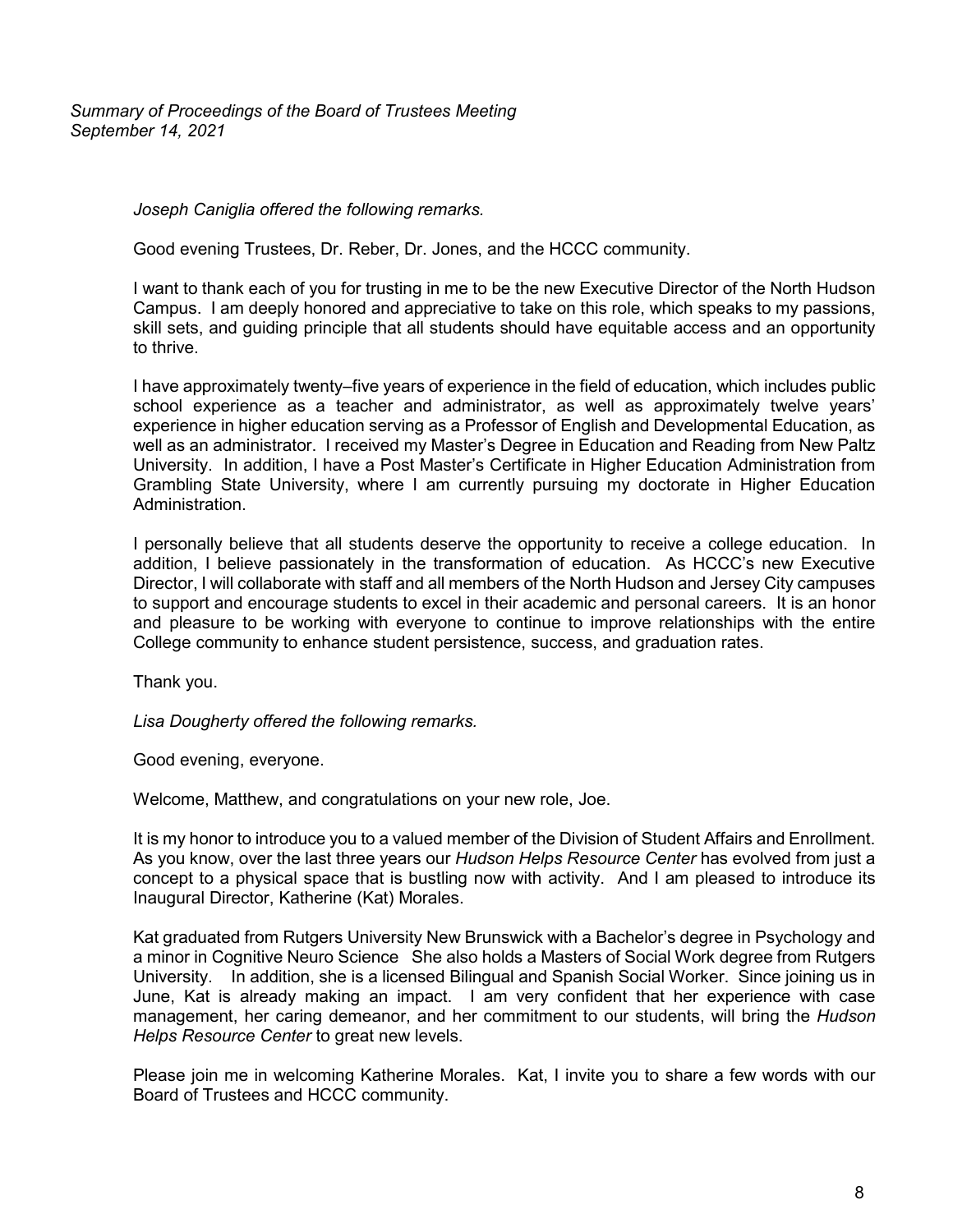*Joseph Caniglia offered the following remarks.*

Good evening Trustees, Dr. Reber, Dr. Jones, and the HCCC community.

I want to thank each of you for trusting in me to be the new Executive Director of the North Hudson Campus. I am deeply honored and appreciative to take on this role, which speaks to my passions, skill sets, and guiding principle that all students should have equitable access and an opportunity to thrive.

I have approximately twenty–five years of experience in the field of education, which includes public school experience as a teacher and administrator, as well as approximately twelve years' experience in higher education serving as a Professor of English and Developmental Education, as well as an administrator. I received my Master's Degree in Education and Reading from New Paltz University. In addition, I have a Post Master's Certificate in Higher Education Administration from Grambling State University, where I am currently pursuing my doctorate in Higher Education Administration.

I personally believe that all students deserve the opportunity to receive a college education. In addition, I believe passionately in the transformation of education. As HCCC's new Executive Director, I will collaborate with staff and all members of the North Hudson and Jersey City campuses to support and encourage students to excel in their academic and personal careers. It is an honor and pleasure to be working with everyone to continue to improve relationships with the entire College community to enhance student persistence, success, and graduation rates.

Thank you.

*Lisa Dougherty offered the following remarks.*

Good evening, everyone.

Welcome, Matthew, and congratulations on your new role, Joe.

It is my honor to introduce you to a valued member of the Division of Student Affairs and Enrollment. As you know, over the last three years our *Hudson Helps Resource Center* has evolved from just a concept to a physical space that is bustling now with activity. And I am pleased to introduce its Inaugural Director, Katherine (Kat) Morales.

Kat graduated from Rutgers University New Brunswick with a Bachelor's degree in Psychology and a minor in Cognitive Neuro Science She also holds a Masters of Social Work degree from Rutgers University. In addition, she is a licensed Bilingual and Spanish Social Worker. Since joining us in June, Kat is already making an impact. I am very confident that her experience with case management, her caring demeanor, and her commitment to our students, will bring the *Hudson Helps Resource Center* to great new levels.

Please join me in welcoming Katherine Morales. Kat, I invite you to share a few words with our Board of Trustees and HCCC community.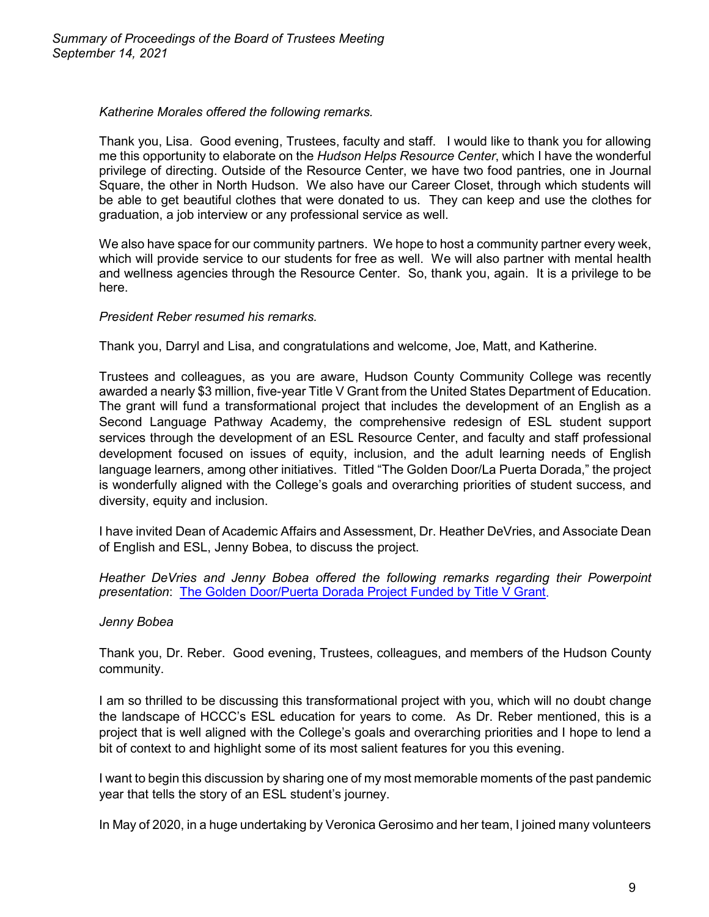*Katherine Morales offered the following remarks.*

Thank you, Lisa. Good evening, Trustees, faculty and staff. I would like to thank you for allowing me this opportunity to elaborate on the *Hudson Helps Resource Center*, which I have the wonderful privilege of directing. Outside of the Resource Center, we have two food pantries, one in Journal Square, the other in North Hudson. We also have our Career Closet, through which students will be able to get beautiful clothes that were donated to us. They can keep and use the clothes for graduation, a job interview or any professional service as well.

We also have space for our community partners. We hope to host a community partner every week, which will provide service to our students for free as well. We will also partner with mental health and wellness agencies through the Resource Center. So, thank you, again. It is a privilege to be here.

*President Reber resumed his remarks.*

Thank you, Darryl and Lisa, and congratulations and welcome, Joe, Matt, and Katherine.

Trustees and colleagues, as you are aware, Hudson County Community College was recently awarded a nearly $3 million, five-year Title V Grant from the United States Department of Education. The grant will fund a transformational project that includes the development of an English as a Second Language Pathway Academy, the comprehensive redesign of ESL student support services through the development of an ESL Resource Center, and faculty and staff professional development focused on issues of equity, inclusion, and the adult learning needs of English language learners, among other initiatives. Titled "The Golden Door/La Puerta Dorada," the project is wonderfully aligned with the College's goals and overarching priorities of student success, and diversity, equity and inclusion.

I have invited Dean of Academic Affairs and Assessment, Dr. Heather DeVries, and Associate Dean of English and ESL, Jenny Bobea, to discuss the project.

*Heather DeVries and Jenny Bobea offered the following remarks regarding their Powerpoint presentation*: The Golden Door/Puerta Dorada Project Funded by Title V Grant.

*Jenny Bobea*

Thank you, Dr. Reber. Good evening, Trustees, colleagues, and members of the Hudson County community.

I am so thrilled to be discussing this transformational project with you, which will no doubt change the landscape of HCCC's ESL education for years to come. As Dr. Reber mentioned, this is a project that is well aligned with the College's goals and overarching priorities and I hope to lend a bit of context to and highlight some of its most salient features for you this evening.

I want to begin this discussion by sharing one of my most memorable moments of the past pandemic year that tells the story of an ESL student's journey.

In May of 2020, in a huge undertaking by Veronica Gerosimo and her team, I joined many volunteers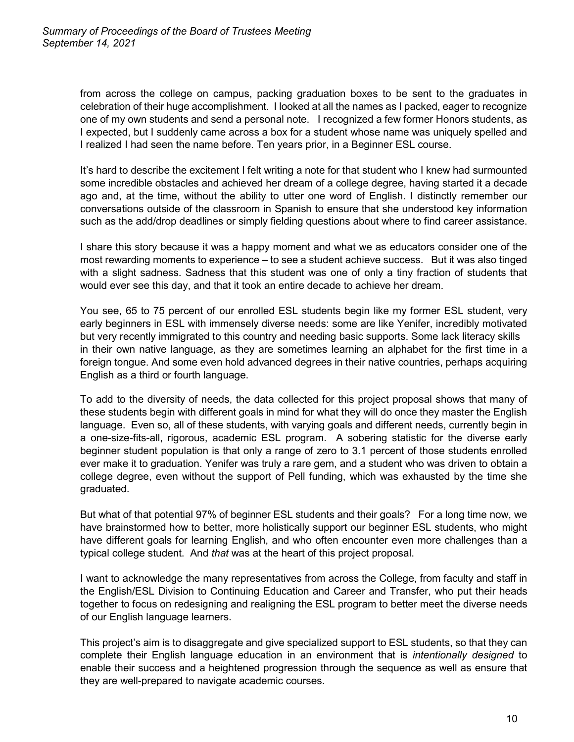from across the college on campus, packing graduation boxes to be sent to the graduates in celebration of their huge accomplishment. I looked at all the names as I packed, eager to recognize one of my own students and send a personal note. I recognized a few former Honors students, as I expected, but I suddenly came across a box for a student whose name was uniquely spelled and I realized I had seen the name before. Ten years prior, in a Beginner ESL course.

It's hard to describe the excitement I felt writing a note for that student who I knew had surmounted some incredible obstacles and achieved her dream of a college degree, having started it a decade ago and, at the time, without the ability to utter one word of English. I distinctly remember our conversations outside of the classroom in Spanish to ensure that she understood key information such as the add/drop deadlines or simply fielding questions about where to find career assistance.

I share this story because it was a happy moment and what we as educators consider one of the most rewarding moments to experience – to see a student achieve success. But it was also tinged with a slight sadness. Sadness that this student was one of only a tiny fraction of students that would ever see this day, and that it took an entire decade to achieve her dream.

You see, 65 to 75 percent of our enrolled ESL students begin like my former ESL student, very early beginners in ESL with immensely diverse needs: some are like Yenifer, incredibly motivated but very recently immigrated to this country and needing basic supports. Some lack literacy skills in their own native language, as they are sometimes learning an alphabet for the first time in a foreign tongue. And some even hold advanced degrees in their native countries, perhaps acquiring English as a third or fourth language.

To add to the diversity of needs, the data collected for this project proposal shows that many of these students begin with different goals in mind for what they will do once they master the English language. Even so, all of these students, with varying goals and different needs, currently begin in a one-size-fits-all, rigorous, academic ESL program. A sobering statistic for the diverse early beginner student population is that only a range of zero to 3.1 percent of those students enrolled ever make it to graduation. Yenifer was truly a rare gem, and a student who was driven to obtain a college degree, even without the support of Pell funding, which was exhausted by the time she graduated.

But what of that potential 97% of beginner ESL students and their goals? For a long time now, we have brainstormed how to better, more holistically support our beginner ESL students, who might have different goals for learning English, and who often encounter even more challenges than a typical college student. And *that* was at the heart of this project proposal.

I want to acknowledge the many representatives from across the College, from faculty and staff in the English/ESL Division to Continuing Education and Career and Transfer, who put their heads together to focus on redesigning and realigning the ESL program to better meet the diverse needs of our English language learners.

This project's aim is to disaggregate and give specialized support to ESL students, so that they can complete their English language education in an environment that is *intentionally designed* to enable their success and a heightened progression through the sequence as well as ensure that they are well-prepared to navigate academic courses.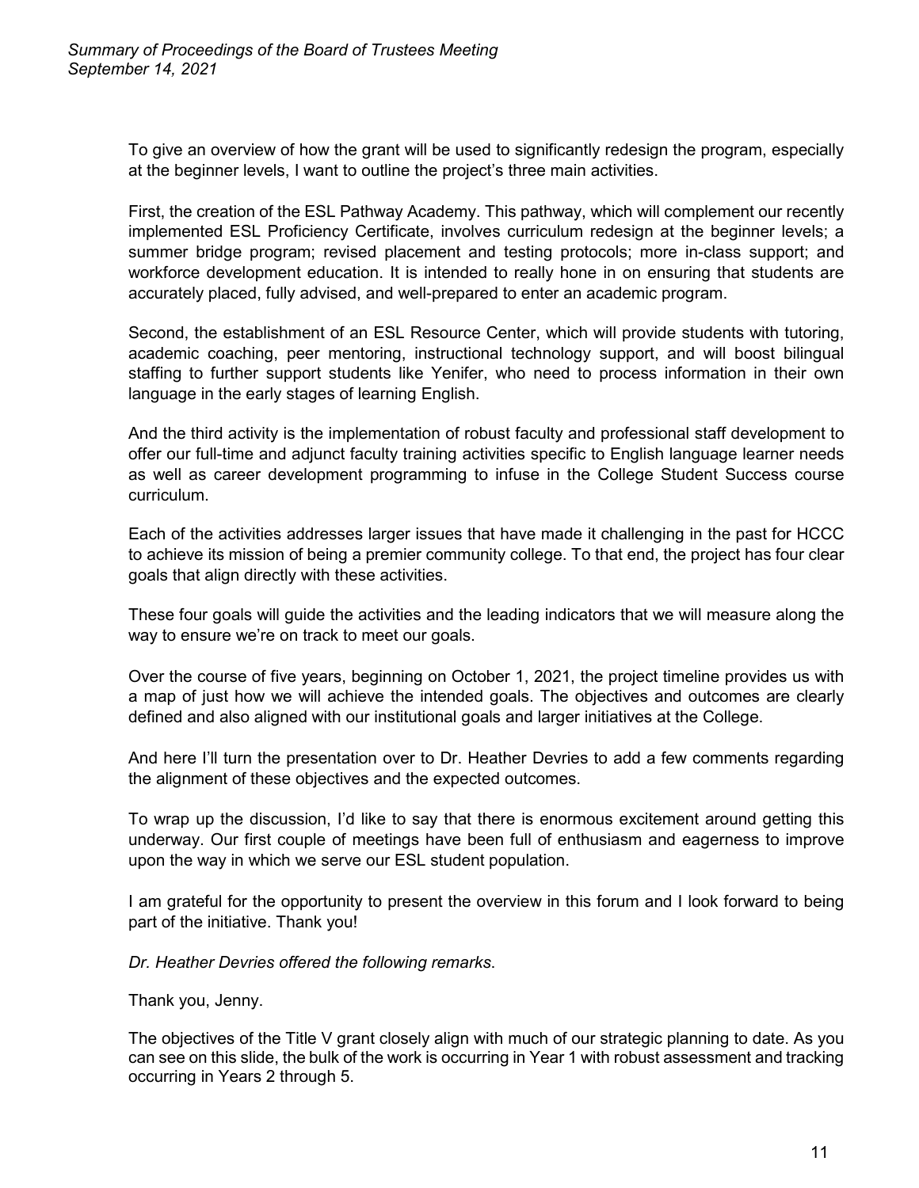To give an overview of how the grant will be used to significantly redesign the program, especially at the beginner levels, I want to outline the project's three main activities.

First, the creation of the ESL Pathway Academy. This pathway, which will complement our recently implemented ESL Proficiency Certificate, involves curriculum redesign at the beginner levels; a summer bridge program; revised placement and testing protocols; more in-class support; and workforce development education. It is intended to really hone in on ensuring that students are accurately placed, fully advised, and well-prepared to enter an academic program.

Second, the establishment of an ESL Resource Center, which will provide students with tutoring, academic coaching, peer mentoring, instructional technology support, and will boost bilingual staffing to further support students like Yenifer, who need to process information in their own language in the early stages of learning English.

And the third activity is the implementation of robust faculty and professional staff development to offer our full-time and adjunct faculty training activities specific to English language learner needs as well as career development programming to infuse in the College Student Success course curriculum.

Each of the activities addresses larger issues that have made it challenging in the past for HCCC to achieve its mission of being a premier community college. To that end, the project has four clear goals that align directly with these activities.

These four goals will guide the activities and the leading indicators that we will measure along the way to ensure we're on track to meet our goals.

Over the course of five years, beginning on October 1, 2021, the project timeline provides us with a map of just how we will achieve the intended goals. The objectives and outcomes are clearly defined and also aligned with our institutional goals and larger initiatives at the College.

And here I'll turn the presentation over to Dr. Heather Devries to add a few comments regarding the alignment of these objectives and the expected outcomes.

To wrap up the discussion, I'd like to say that there is enormous excitement around getting this underway. Our first couple of meetings have been full of enthusiasm and eagerness to improve upon the way in which we serve our ESL student population.

I am grateful for the opportunity to present the overview in this forum and I look forward to being part of the initiative. Thank you!

*Dr. Heather Devries offered the following remarks.*

Thank you, Jenny.

The objectives of the Title V grant closely align with much of our strategic planning to date. As you can see on this slide, the bulk of the work is occurring in Year 1 with robust assessment and tracking occurring in Years 2 through 5.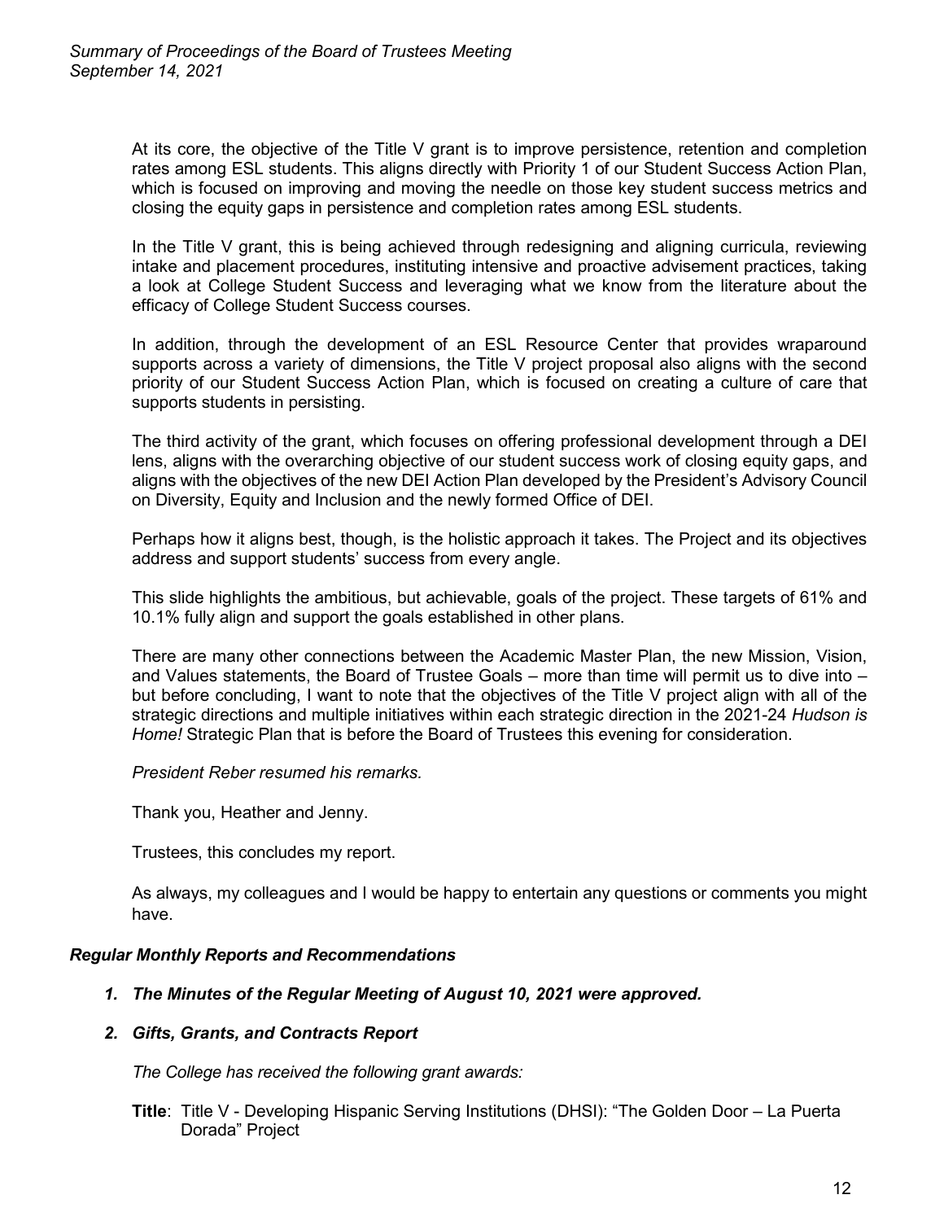At its core, the objective of the Title V grant is to improve persistence, retention and completion rates among ESL students. This aligns directly with Priority 1 of our Student Success Action Plan, which is focused on improving and moving the needle on those key student success metrics and closing the equity gaps in persistence and completion rates among ESL students.

In the Title V grant, this is being achieved through redesigning and aligning curricula, reviewing intake and placement procedures, instituting intensive and proactive advisement practices, taking a look at College Student Success and leveraging what we know from the literature about the efficacy of College Student Success courses.

In addition, through the development of an ESL Resource Center that provides wraparound supports across a variety of dimensions, the Title V project proposal also aligns with the second priority of our Student Success Action Plan, which is focused on creating a culture of care that supports students in persisting.

The third activity of the grant, which focuses on offering professional development through a DEI lens, aligns with the overarching objective of our student success work of closing equity gaps, and aligns with the objectives of the new DEI Action Plan developed by the President's Advisory Council on Diversity, Equity and Inclusion and the newly formed Office of DEI.

Perhaps how it aligns best, though, is the holistic approach it takes. The Project and its objectives address and support students' success from every angle.

This slide highlights the ambitious, but achievable, goals of the project. These targets of 61% and 10.1% fully align and support the goals established in other plans.

There are many other connections between the Academic Master Plan, the new Mission, Vision, and Values statements, the Board of Trustee Goals – more than time will permit us to dive into – but before concluding, I want to note that the objectives of the Title V project align with all of the strategic directions and multiple initiatives within each strategic direction in the 2021-24 *Hudson is Home!* Strategic Plan that is before the Board of Trustees this evening for consideration.

*President Reber resumed his remarks.*

Thank you, Heather and Jenny.

Trustees, this concludes my report.

As always, my colleagues and I would be happy to entertain any questions or comments you might have.

### *Regular Monthly Reports and Recommendations*

1. ***The Minutes of the Regular Meeting of August 10, 2021 were approved.***

2. ***Gifts, Grants, and Contracts Report***

   *The College has received the following grant awards:*

   **Title**: Title V - Developing Hispanic Serving Institutions (DHSI): "The Golden Door – La Puerta Dorada" Project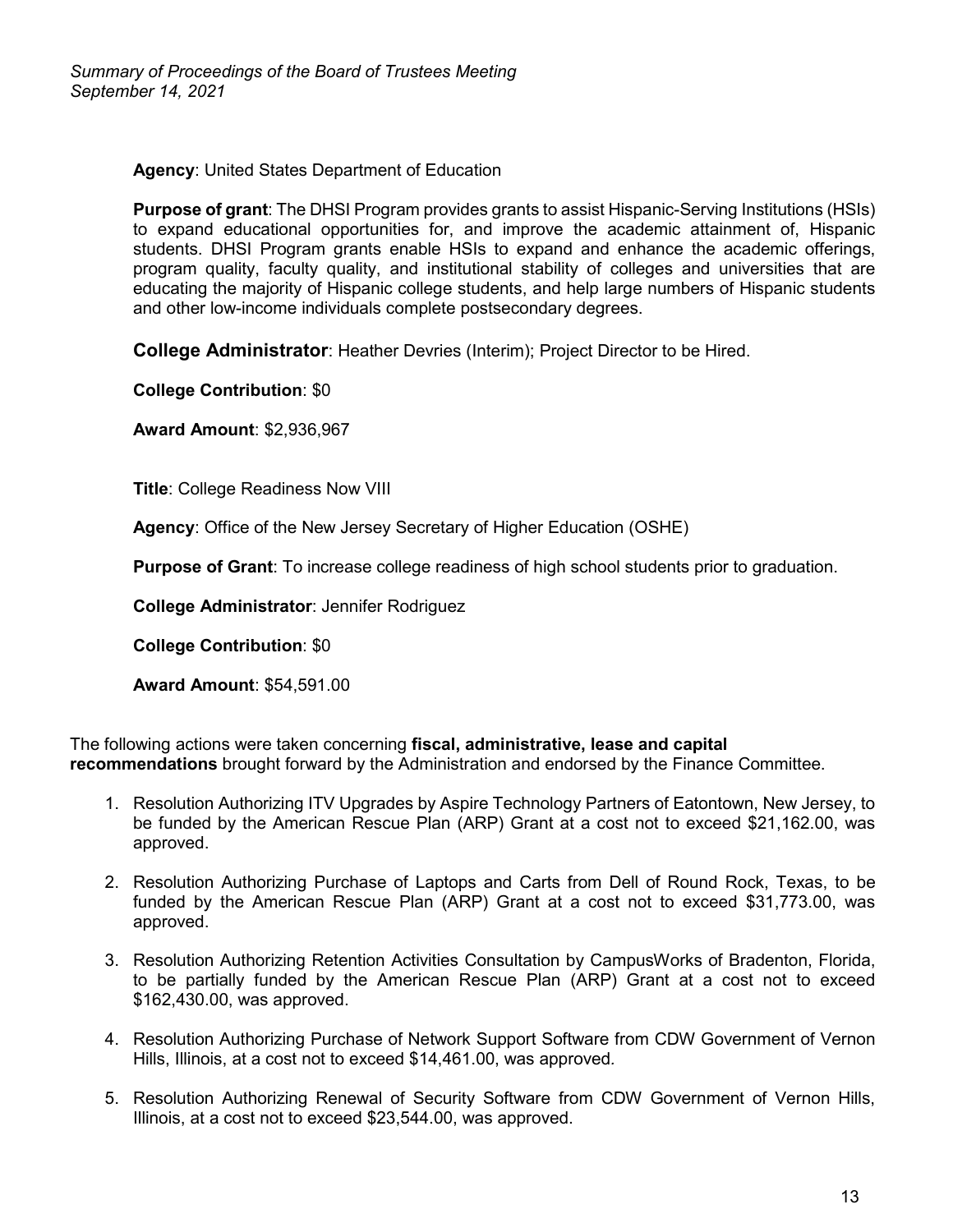**Agency**: United States Department of Education

**Purpose of grant**: The DHSI Program provides grants to assist Hispanic-Serving Institutions (HSIs) to expand educational opportunities for, and improve the academic attainment of, Hispanic students. DHSI Program grants enable HSIs to expand and enhance the academic offerings, program quality, faculty quality, and institutional stability of colleges and universities that are educating the majority of Hispanic college students, and help large numbers of Hispanic students and other low-income individuals complete postsecondary degrees.

**College Administrator**: Heather Devries (Interim); Project Director to be Hired.

**College Contribution**: $0

**Award Amount**: $2,936,967

**Title**: College Readiness Now VIII

**Agency**: Office of the New Jersey Secretary of Higher Education (OSHE)

**Purpose of Grant**: To increase college readiness of high school students prior to graduation.

**College Administrator**: Jennifer Rodriguez

**College Contribution**: $0

**Award Amount**: $54,591.00

The following actions were taken concerning **fiscal, administrative, lease and capital recommendations** brought forward by the Administration and endorsed by the Finance Committee.

1. Resolution Authorizing ITV Upgrades by Aspire Technology Partners of Eatontown, New Jersey, to be funded by the American Rescue Plan (ARP) Grant at a cost not to exceed $21,162.00, was approved.
2. Resolution Authorizing Purchase of Laptops and Carts from Dell of Round Rock, Texas, to be funded by the American Rescue Plan (ARP) Grant at a cost not to exceed $31,773.00, was approved.
3. Resolution Authorizing Retention Activities Consultation by CampusWorks of Bradenton, Florida, to be partially funded by the American Rescue Plan (ARP) Grant at a cost not to exceed $162,430.00, was approved.
4. Resolution Authorizing Purchase of Network Support Software from CDW Government of Vernon Hills, Illinois, at a cost not to exceed $14,461.00, was approved.
5. Resolution Authorizing Renewal of Security Software from CDW Government of Vernon Hills, Illinois, at a cost not to exceed $23,544.00, was approved.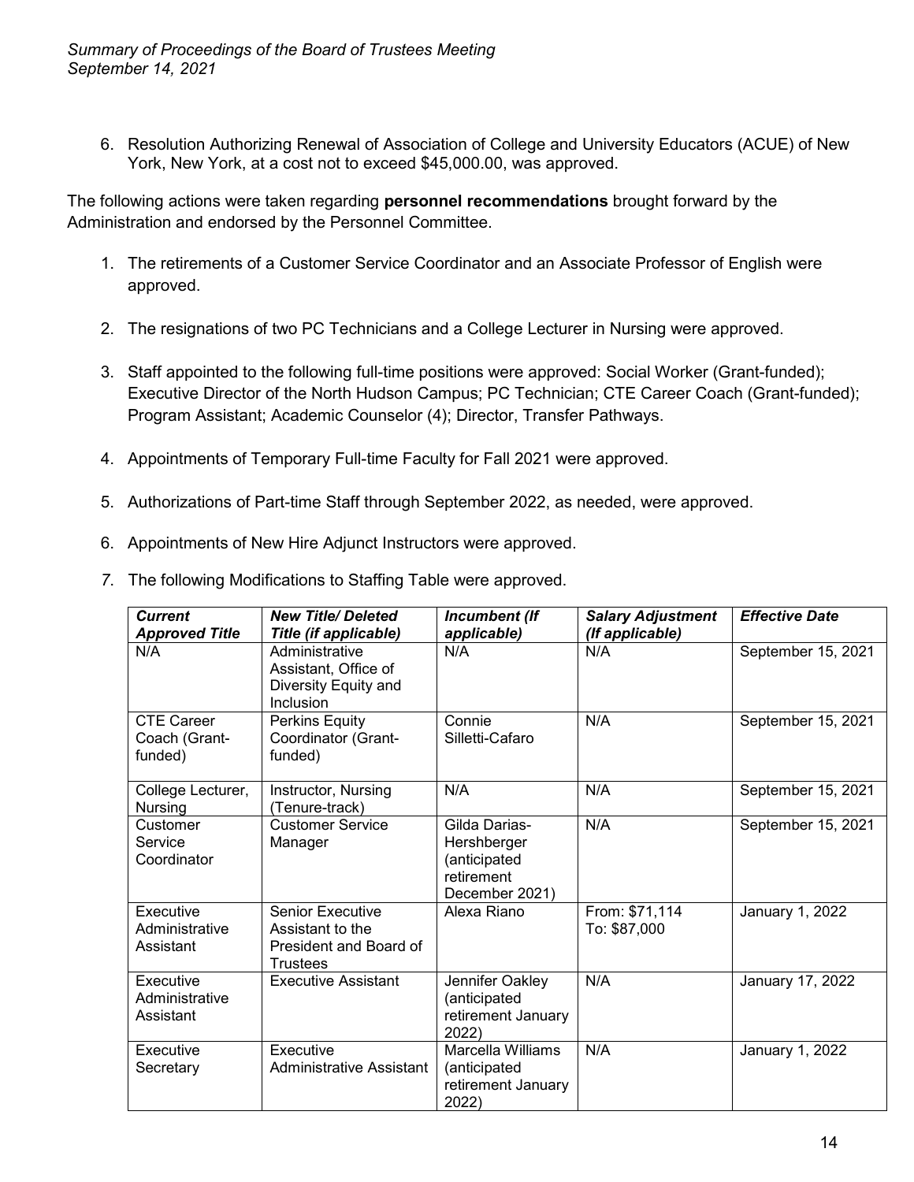6. Resolution Authorizing Renewal of Association of College and University Educators (ACUE) of New York, New York, at a cost not to exceed $45,000.00, was approved.

The following actions were taken regarding **personnel recommendations** brought forward by the Administration and endorsed by the Personnel Committee.

1. The retirements of a Customer Service Coordinator and an Associate Professor of English were approved.

2. The resignations of two PC Technicians and a College Lecturer in Nursing were approved.

3. Staff appointed to the following full-time positions were approved: Social Worker (Grant-funded); Executive Director of the North Hudson Campus; PC Technician; CTE Career Coach (Grant-funded); Program Assistant; Academic Counselor (4); Director, Transfer Pathways.

4. Appointments of Temporary Full-time Faculty for Fall 2021 were approved.

5. Authorizations of Part-time Staff through September 2022, as needed, were approved.

6. Appointments of New Hire Adjunct Instructors were approved.

7. The following Modifications to Staffing Table were approved.

| ***Current Approved Title*** | ***New Title/ Deleted Title (if applicable)*** | ***Incumbent (If applicable)*** | ***Salary Adjustment (If applicable)*** | ***Effective Date*** |
|---|---|---|---|---|
| N/A | Administrative Assistant, Office of Diversity Equity and Inclusion | N/A | N/A | September 15, 2021 |
| CTE Career Coach (Grant-funded) | Perkins Equity Coordinator (Grant-funded) | Connie Silletti-Cafaro | N/A | September 15, 2021 |
| College Lecturer, Nursing | Instructor, Nursing (Tenure-track) | N/A | N/A | September 15, 2021 |
| Customer Service Coordinator | Customer Service Manager | Gilda Darias-Hershberger (anticipated retirement December 2021) | N/A | September 15, 2021 |
| Executive Administrative Assistant | Senior Executive Assistant to the President and Board of Trustees | Alexa Riano | From: $71,114 To: $87,000 | January 1, 2022 |
| Executive Administrative Assistant | Executive Assistant | Jennifer Oakley (anticipated retirement January 2022) | N/A | January 17, 2022 |
| Executive Secretary | Executive Administrative Assistant | Marcella Williams (anticipated retirement January 2022) | N/A | January 1, 2022 |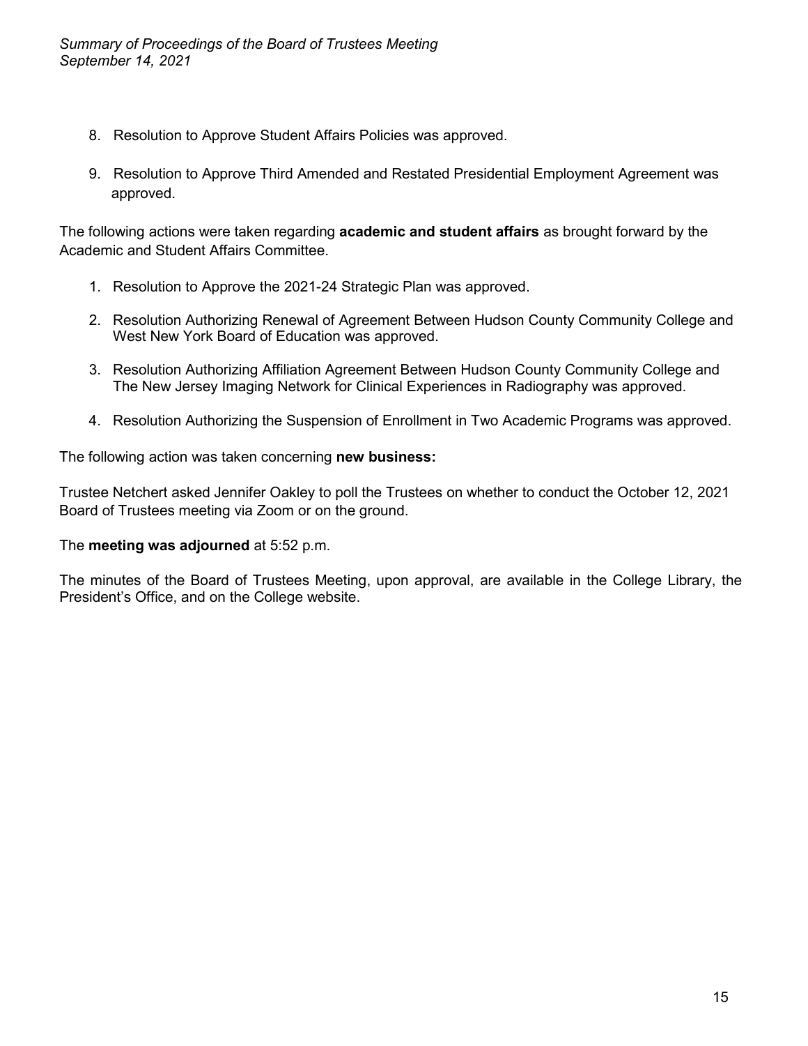8. Resolution to Approve Student Affairs Policies was approved.

9. Resolution to Approve Third Amended and Restated Presidential Employment Agreement was approved.

The following actions were taken regarding **academic and student affairs** as brought forward by the Academic and Student Affairs Committee.

1. Resolution to Approve the 2021-24 Strategic Plan was approved.

2. Resolution Authorizing Renewal of Agreement Between Hudson County Community College and West New York Board of Education was approved.

3. Resolution Authorizing Affiliation Agreement Between Hudson County Community College and The New Jersey Imaging Network for Clinical Experiences in Radiography was approved.

4. Resolution Authorizing the Suspension of Enrollment in Two Academic Programs was approved.

The following action was taken concerning **new business:**

Trustee Netchert asked Jennifer Oakley to poll the Trustees on whether to conduct the October 12, 2021 Board of Trustees meeting via Zoom or on the ground.

The **meeting was adjourned** at 5:52 p.m.

The minutes of the Board of Trustees Meeting, upon approval, are available in the College Library, the President's Office, and on the College website.